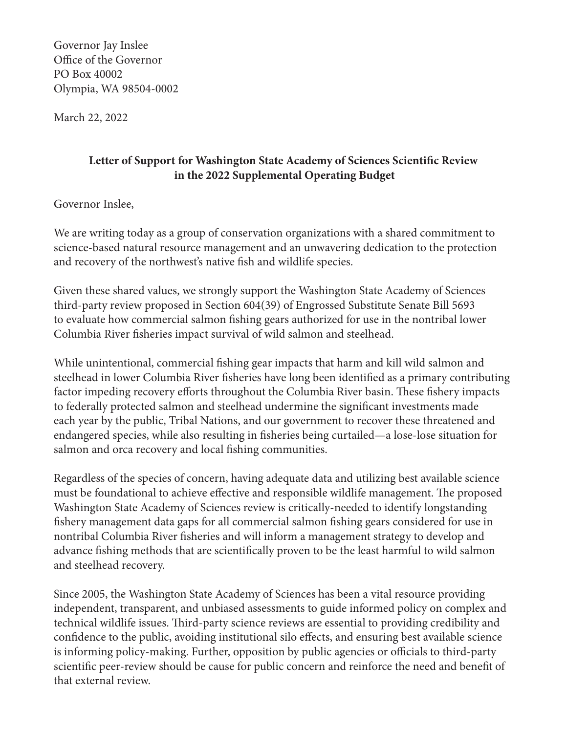Governor Jay Inslee
Office of the Governor
PO Box 40002
Olympia, WA 98504-0002

March 22, 2022

**Letter of Support for Washington State Academy of Sciences Scientific Review in the 2022 Supplemental Operating Budget**

Governor Inslee,

We are writing today as a group of conservation organizations with a shared commitment to science-based natural resource management and an unwavering dedication to the protection and recovery of the northwest's native fish and wildlife species.

Given these shared values, we strongly support the Washington State Academy of Sciences third-party review proposed in Section 604(39) of Engrossed Substitute Senate Bill 5693 to evaluate how commercial salmon fishing gears authorized for use in the nontribal lower Columbia River fisheries impact survival of wild salmon and steelhead.

While unintentional, commercial fishing gear impacts that harm and kill wild salmon and steelhead in lower Columbia River fisheries have long been identified as a primary contributing factor impeding recovery efforts throughout the Columbia River basin. These fishery impacts to federally protected salmon and steelhead undermine the significant investments made each year by the public, Tribal Nations, and our government to recover these threatened and endangered species, while also resulting in fisheries being curtailed—a lose-lose situation for salmon and orca recovery and local fishing communities.

Regardless of the species of concern, having adequate data and utilizing best available science must be foundational to achieve effective and responsible wildlife management. The proposed Washington State Academy of Sciences review is critically-needed to identify longstanding fishery management data gaps for all commercial salmon fishing gears considered for use in nontribal Columbia River fisheries and will inform a management strategy to develop and advance fishing methods that are scientifically proven to be the least harmful to wild salmon and steelhead recovery.

Since 2005, the Washington State Academy of Sciences has been a vital resource providing independent, transparent, and unbiased assessments to guide informed policy on complex and technical wildlife issues. Third-party science reviews are essential to providing credibility and confidence to the public, avoiding institutional silo effects, and ensuring best available science is informing policy-making. Further, opposition by public agencies or officials to third-party scientific peer-review should be cause for public concern and reinforce the need and benefit of that external review.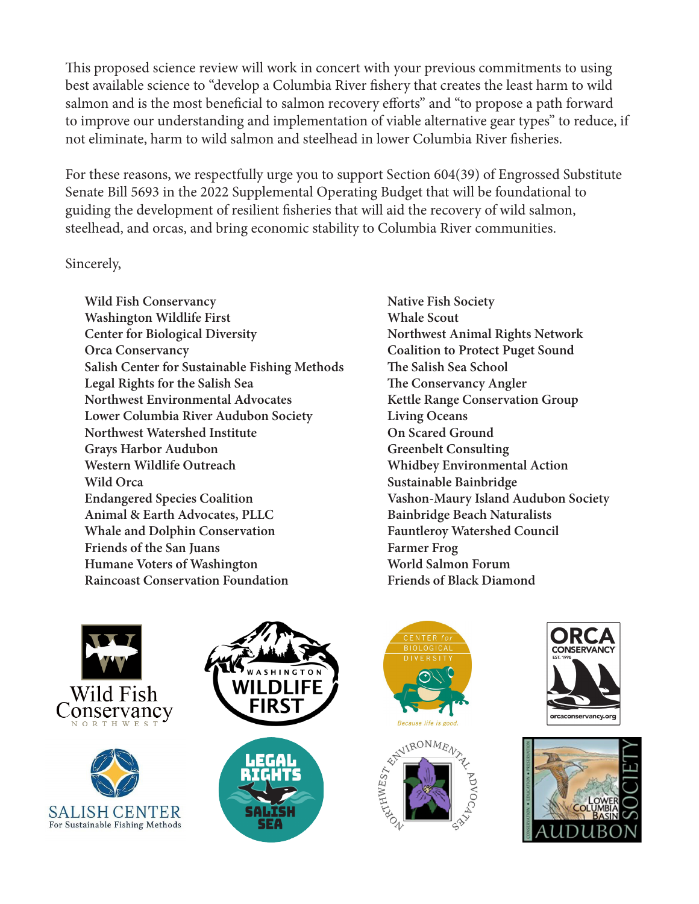This proposed science review will work in concert with your previous commitments to using best available science to "develop a Columbia River fishery that creates the least harm to wild salmon and is the most beneficial to salmon recovery efforts" and "to propose a path forward to improve our understanding and implementation of viable alternative gear types" to reduce, if not eliminate, harm to wild salmon and steelhead in lower Columbia River fisheries.

For these reasons, we respectfully urge you to support Section 604(39) of Engrossed Substitute Senate Bill 5693 in the 2022 Supplemental Operating Budget that will be foundational to guiding the development of resilient fisheries that will aid the recovery of wild salmon, steelhead, and orcas, and bring economic stability to Columbia River communities.

Sincerely,

**Wild Fish Conservancy**
**Washington Wildlife First**
**Center for Biological Diversity**
**Orca Conservancy**
**Salish Center for Sustainable Fishing Methods**
**Legal Rights for the Salish Sea**
**Northwest Environmental Advocates**
**Lower Columbia River Audubon Society**
**Northwest Watershed Institute**
**Grays Harbor Audubon**
**Western Wildlife Outreach**
**Wild Orca**
**Endangered Species Coalition**
**Animal & Earth Advocates, PLLC**
**Whale and Dolphin Conservation**
**Friends of the San Juans**
**Humane Voters of Washington**
**Raincoast Conservation Foundation**
**Native Fish Society**
**Whale Scout**
**Northwest Animal Rights Network**
**Coalition to Protect Puget Sound**
**The Salish Sea School**
**The Conservancy Angler**
**Kettle Range Conservation Group**
**Living Oceans**
**On Scared Ground**
**Greenbelt Consulting**
**Whidbey Environmental Action**
**Sustainable Bainbridge**
**Vashon-Maury Island Audubon Society**
**Bainbridge Beach Naturalists**
**Fauntleroy Watershed Council**
**Farmer Frog**
**World Salmon Forum**
**Friends of Black Diamond**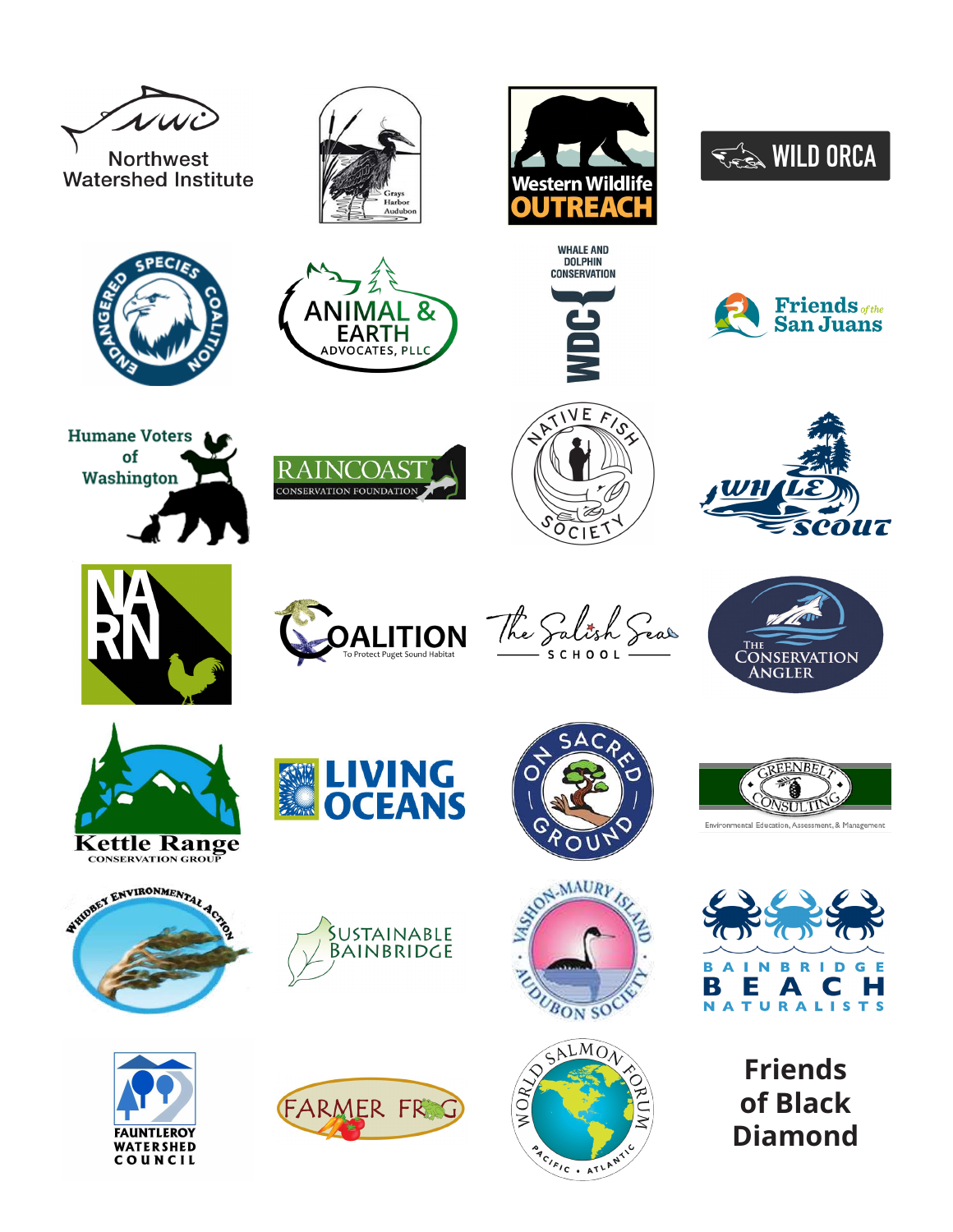Northwest Watershed Institute

Grays Harbor Audubon

Western Wildlife OUTREACH

WILD ORCA

ENDANGERED SPECIES COALITION

ANIMAL & EARTH ADVOCATES, PLLC

WHALE AND DOLPHIN CONSERVATION

WDC

Friends of the San Juans

Humane Voters of Washington

RAINCOAST CONSERVATION FOUNDATION

NATIVE FISH SOCIETY

WHALE SCOUT

NARN

COALITION To Protect Puget Sound Habitat

The Salish Sea SCHOOL

THE CONSERVATION ANGLER

Kettle Range CONSERVATION GROUP

LIVING OCEANS

ON SACRED GROUND

GREENBELT CONSULTING

Environmental Education, Assessment, & Management

WHIDBEY ENVIRONMENTAL ACTION

SUSTAINABLE BAINBRIDGE

VASHON-MAURY ISLAND AUDUBON SOCIETY

BAINBRIDGE BEACH NATURALISTS

FAUNTLEROY WATERSHED COUNCIL

FARMER FROG

WORLD SALMON FORUM PACIFIC • ATLANTIC

**Friends of Black Diamond**